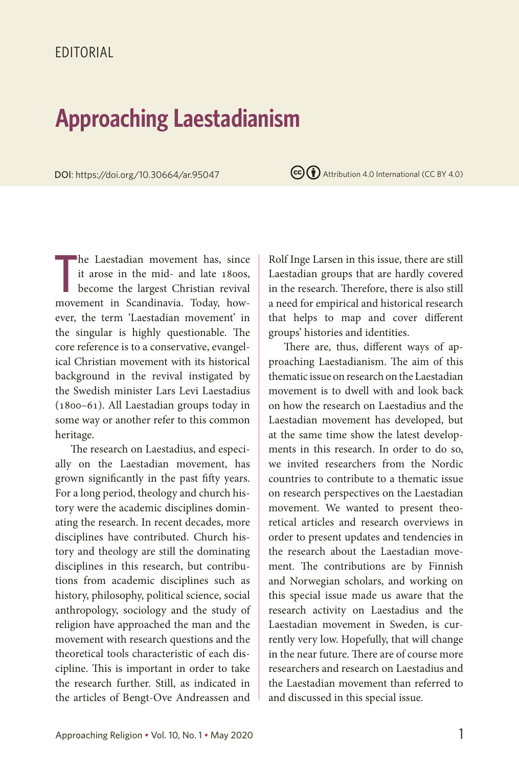EDITORIAL

# Approaching Laestadianism

DOI: https://doi.org/10.30664/ar.95047

Attribution 4.0 International (CC BY 4.0)

The Laestadian movement has, since it arose in the mid- and late 1800s, become the largest Christian revival movement in Scandinavia. Today, however, the term 'Laestadian movement' in the singular is highly questionable. The core reference is to a conservative, evangelical Christian movement with its historical background in the revival instigated by the Swedish minister Lars Levi Laestadius (1800–61). All Laestadian groups today in some way or another refer to this common heritage.

The research on Laestadius, and especially on the Laestadian movement, has grown significantly in the past fifty years. For a long period, theology and church history were the academic disciplines dominating the research. In recent decades, more disciplines have contributed. Church history and theology are still the dominating disciplines in this research, but contributions from academic disciplines such as history, philosophy, political science, social anthropology, sociology and the study of religion have approached the man and the movement with research questions and the theoretical tools characteristic of each discipline. This is important in order to take the research further. Still, as indicated in the articles of Bengt-Ove Andreassen and Rolf Inge Larsen in this issue, there are still Laestadian groups that are hardly covered in the research. Therefore, there is also still a need for empirical and historical research that helps to map and cover different groups' histories and identities.

There are, thus, different ways of approaching Laestadianism. The aim of this thematic issue on research on the Laestadian movement is to dwell with and look back on how the research on Laestadius and the Laestadian movement has developed, but at the same time show the latest developments in this research. In order to do so, we invited researchers from the Nordic countries to contribute to a thematic issue on research perspectives on the Laestadian movement. We wanted to present theoretical articles and research overviews in order to present updates and tendencies in the research about the Laestadian movement. The contributions are by Finnish and Norwegian scholars, and working on this special issue made us aware that the research activity on Laestadius and the Laestadian movement in Sweden, is currently very low. Hopefully, that will change in the near future. There are of course more researchers and research on Laestadius and the Laestadian movement than referred to and discussed in this special issue.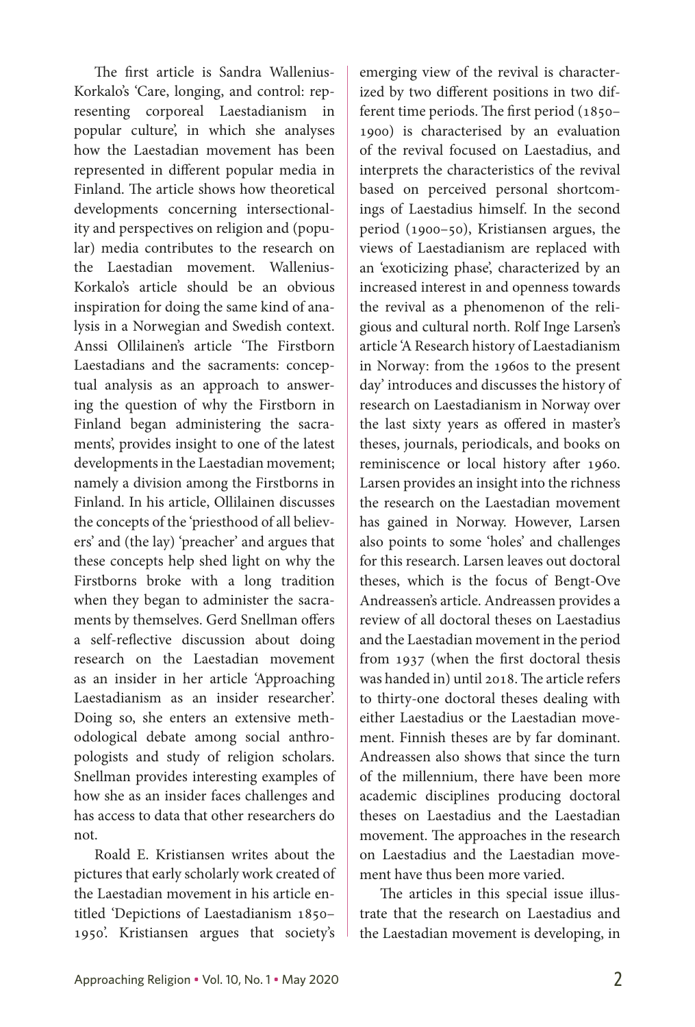The first article is Sandra Wallenius-Korkalo's 'Care, longing, and control: representing corporeal Laestadianism in popular culture', in which she analyses how the Laestadian movement has been represented in different popular media in Finland. The article shows how theoretical developments concerning intersectionality and perspectives on religion and (popular) media contributes to the research on the Laestadian movement. Wallenius-Korkalo's article should be an obvious inspiration for doing the same kind of analysis in a Norwegian and Swedish context. Anssi Ollilainen's article 'The Firstborn Laestadians and the sacraments: conceptual analysis as an approach to answering the question of why the Firstborn in Finland began administering the sacraments', provides insight to one of the latest developments in the Laestadian movement; namely a division among the Firstborns in Finland. In his article, Ollilainen discusses the concepts of the 'priesthood of all believers' and (the lay) 'preacher' and argues that these concepts help shed light on why the Firstborns broke with a long tradition when they began to administer the sacraments by themselves. Gerd Snellman offers a self-reflective discussion about doing research on the Laestadian movement as an insider in her article 'Approaching Laestadianism as an insider researcher'. Doing so, she enters an extensive methodological debate among social anthropologists and study of religion scholars. Snellman provides interesting examples of how she as an insider faces challenges and has access to data that other researchers do not.

Roald E. Kristiansen writes about the pictures that early scholarly work created of the Laestadian movement in his article entitled 'Depictions of Laestadianism 1850–1950'. Kristiansen argues that society's emerging view of the revival is characterized by two different positions in two different time periods. The first period (1850–1900) is characterised by an evaluation of the revival focused on Laestadius, and interprets the characteristics of the revival based on perceived personal shortcomings of Laestadius himself. In the second period (1900–50), Kristiansen argues, the views of Laestadianism are replaced with an 'exoticizing phase', characterized by an increased interest in and openness towards the revival as a phenomenon of the religious and cultural north. Rolf Inge Larsen's article 'A Research history of Laestadianism in Norway: from the 1960s to the present day' introduces and discusses the history of research on Laestadianism in Norway over the last sixty years as offered in master's theses, journals, periodicals, and books on reminiscence or local history after 1960. Larsen provides an insight into the richness the research on the Laestadian movement has gained in Norway. However, Larsen also points to some 'holes' and challenges for this research. Larsen leaves out doctoral theses, which is the focus of Bengt-Ove Andreassen's article. Andreassen provides a review of all doctoral theses on Laestadius and the Laestadian movement in the period from 1937 (when the first doctoral thesis was handed in) until 2018. The article refers to thirty-one doctoral theses dealing with either Laestadius or the Laestadian movement. Finnish theses are by far dominant. Andreassen also shows that since the turn of the millennium, there have been more academic disciplines producing doctoral theses on Laestadius and the Laestadian movement. The approaches in the research on Laestadius and the Laestadian movement have thus been more varied.

The articles in this special issue illustrate that the research on Laestadius and the Laestadian movement is developing, in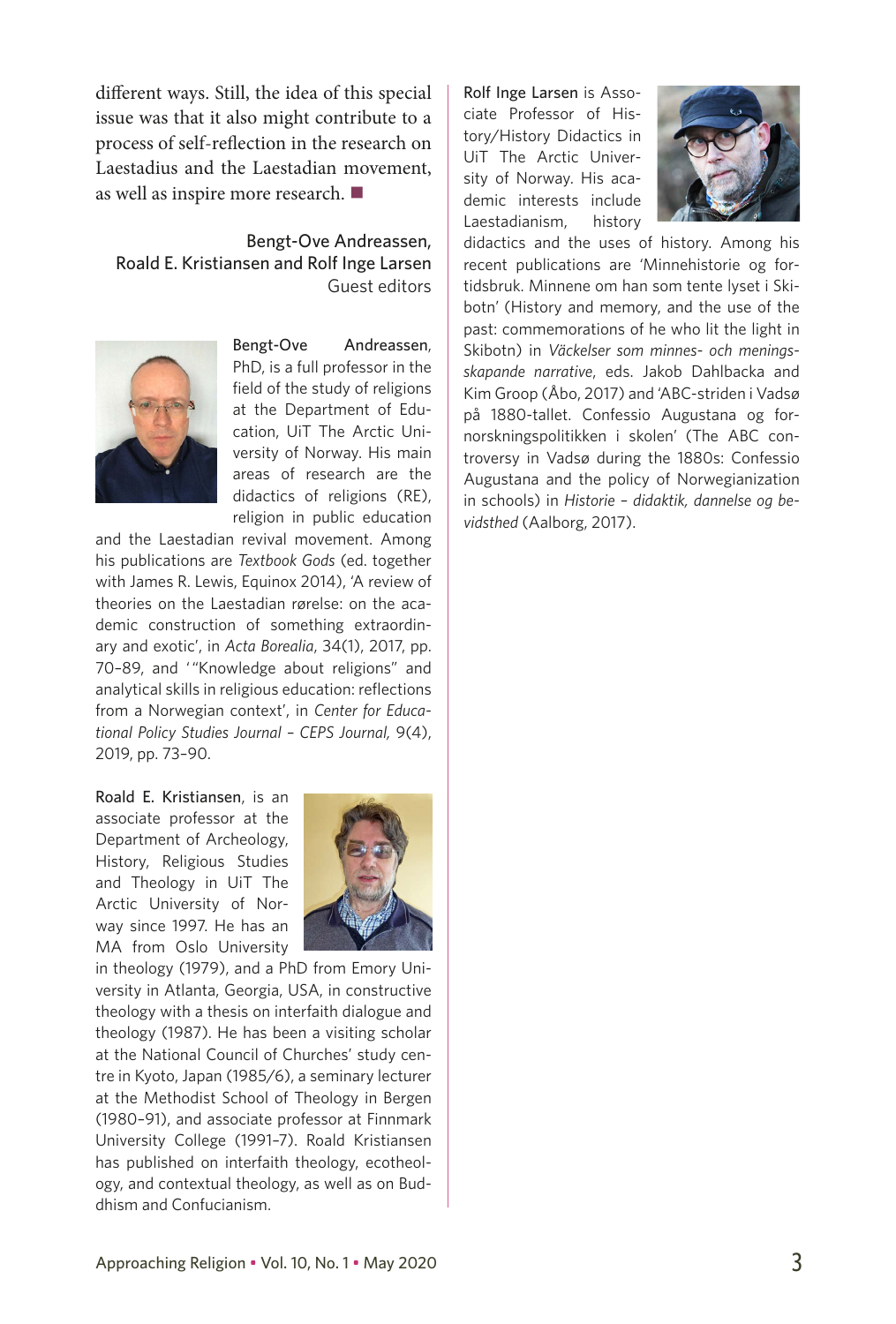different ways. Still, the idea of this special issue was that it also might contribute to a process of self-reflection in the research on Laestadius and the Laestadian movement, as well as inspire more research. ■

Bengt-Ove Andreassen,
Roald E. Kristiansen and Rolf Inge Larsen
Guest editors

Bengt-Ove Andreassen, PhD, is a full professor in the field of the study of religions at the Department of Education, UiT The Arctic University of Norway. His main areas of research are the didactics of religions (RE), religion in public education and the Laestadian revival movement. Among his publications are *Textbook Gods* (ed. together with James R. Lewis, Equinox 2014), 'A review of theories on the Laestadian rørelse: on the academic construction of something extraordinary and exotic', in *Acta Borealia*, 34(1), 2017, pp. 70–89, and '"Knowledge about religions" and analytical skills in religious education: reflections from a Norwegian context', in *Center for Educational Policy Studies Journal – CEPS Journal,* 9(4), 2019, pp. 73–90.

Roald E. Kristiansen, is an associate professor at the Department of Archeology, History, Religious Studies and Theology in UiT The Arctic University of Norway since 1997. He has an MA from Oslo University in theology (1979), and a PhD from Emory University in Atlanta, Georgia, USA, in constructive theology with a thesis on interfaith dialogue and theology (1987). He has been a visiting scholar at the National Council of Churches' study centre in Kyoto, Japan (1985/6), a seminary lecturer at the Methodist School of Theology in Bergen (1980–91), and associate professor at Finnmark University College (1991–7). Roald Kristiansen has published on interfaith theology, ecotheology, and contextual theology, as well as on Buddhism and Confucianism.

Rolf Inge Larsen is Associate Professor of History/History Didactics in UiT The Arctic University of Norway. His academic interests include Laestadianism, history didactics and the uses of history. Among his recent publications are 'Minnehistorie og fortidsbruk. Minnene om han som tente lyset i Skibotn' (History and memory, and the use of the past: commemorations of he who lit the light in Skibotn) in *Väckelser som minnes- och meningsskapande narrative*, eds. Jakob Dahlbacka and Kim Groop (Åbo, 2017) and 'ABC-striden i Vadsø på 1880-tallet. Confessio Augustana og fornorskningspolitikken i skolen' (The ABC controversy in Vadsø during the 1880s: Confessio Augustana and the policy of Norwegianization in schools) in *Historie – didaktik, dannelse og bevidsthed* (Aalborg, 2017).